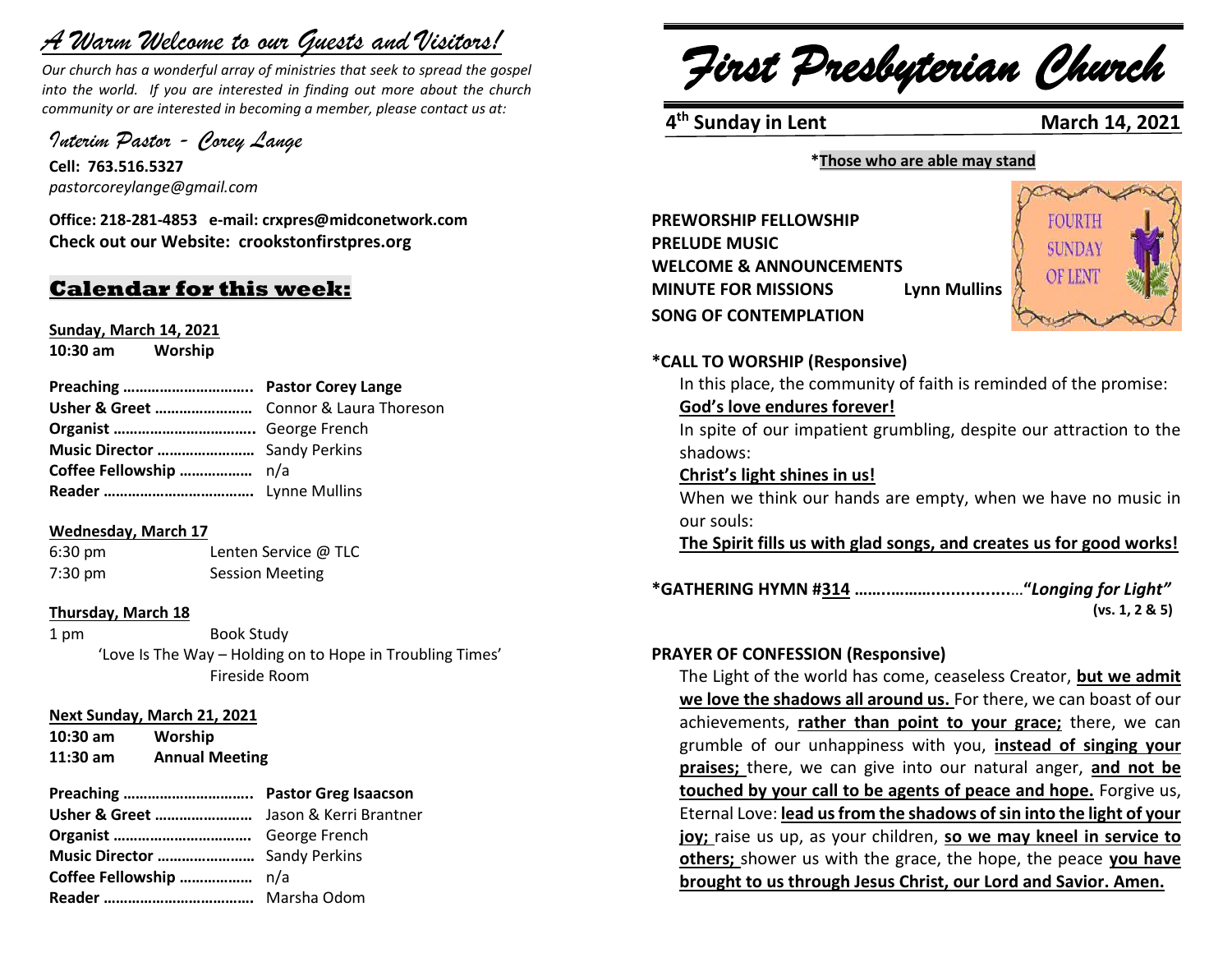# *A Warm Welcome to our Guests and Visitors!*

*Our church has a wonderful array of ministries that seek to spread the gospel into the world. If you are interested in finding out more about the church community or are interested in becoming a member, please contact us at:*

### *Interim Pastor - Corey Lange*

**Cell: 763.516.5327**
*pastorcoreylange@gmail.com*

**Office: 218-281-4853 e-mail: crxpres@midconetwork.com**
**Check out our Website: crookstonfirstpres.org**

## Calendar for this week:

**Sunday, March 14, 2021**
**10:30 am Worship**

**Preaching …………………………. Pastor Corey Lange**
**Usher & Greet ……………………** Connor & Laura Thoreson
**Organist …………………………….** George French
**Music Director ……………………** Sandy Perkins
**Coffee Fellowship ………………** n/a
**Reader ……………………………….** Lynne Mullins

**Wednesday, March 17**
6:30 pm Lenten Service @ TLC
7:30 pm Session Meeting

**Thursday, March 18**
1 pm Book Study
'Love Is The Way – Holding on to Hope in Troubling Times'
Fireside Room

**Next Sunday, March 21, 2021**
**10:30 am Worship**
**11:30 am Annual Meeting**

**Preaching …………………………. Pastor Greg Isaacson**
**Usher & Greet ……………………** Jason & Kerri Brantner
**Organist ……………………………** George French
**Music Director ……………………** Sandy Perkins
**Coffee Fellowship ………………** n/a
**Reader ……………………………….** Marsha Odom

# *First Presbyterian Church*

**4th Sunday in Lent** **March 14, 2021**

**\*Those who are able may stand**

**PREWORSHIP FELLOWSHIP**
**PRELUDE MUSIC**
**WELCOME & ANNOUNCEMENTS**
**MINUTE FOR MISSIONS Lynn Mullins**
**SONG OF CONTEMPLATION**

FOURTH SUNDAY OF LENT

**\*CALL TO WORSHIP (Responsive)**

In this place, the community of faith is reminded of the promise:
**God's love endures forever!**
In spite of our impatient grumbling, despite our attraction to the shadows:
**Christ's light shines in us!**
When we think our hands are empty, when we have no music in our souls:
**The Spirit fills us with glad songs, and creates us for good works!**

**\*GATHERING HYMN #314 ……………………………"*Longing for Light"***
**(vs. 1, 2 & 5)**

**PRAYER OF CONFESSION (Responsive)**

The Light of the world has come, ceaseless Creator, **but we admit we love the shadows all around us.** For there, we can boast of our achievements, **rather than point to your grace;** there, we can grumble of our unhappiness with you, **instead of singing your praises;** there, we can give into our natural anger, **and not be touched by your call to be agents of peace and hope.** Forgive us, Eternal Love: **lead us from the shadows of sin into the light of your joy;** raise us up, as your children, **so we may kneel in service to others;** shower us with the grace, the hope, the peace **you have brought to us through Jesus Christ, our Lord and Savior. Amen.**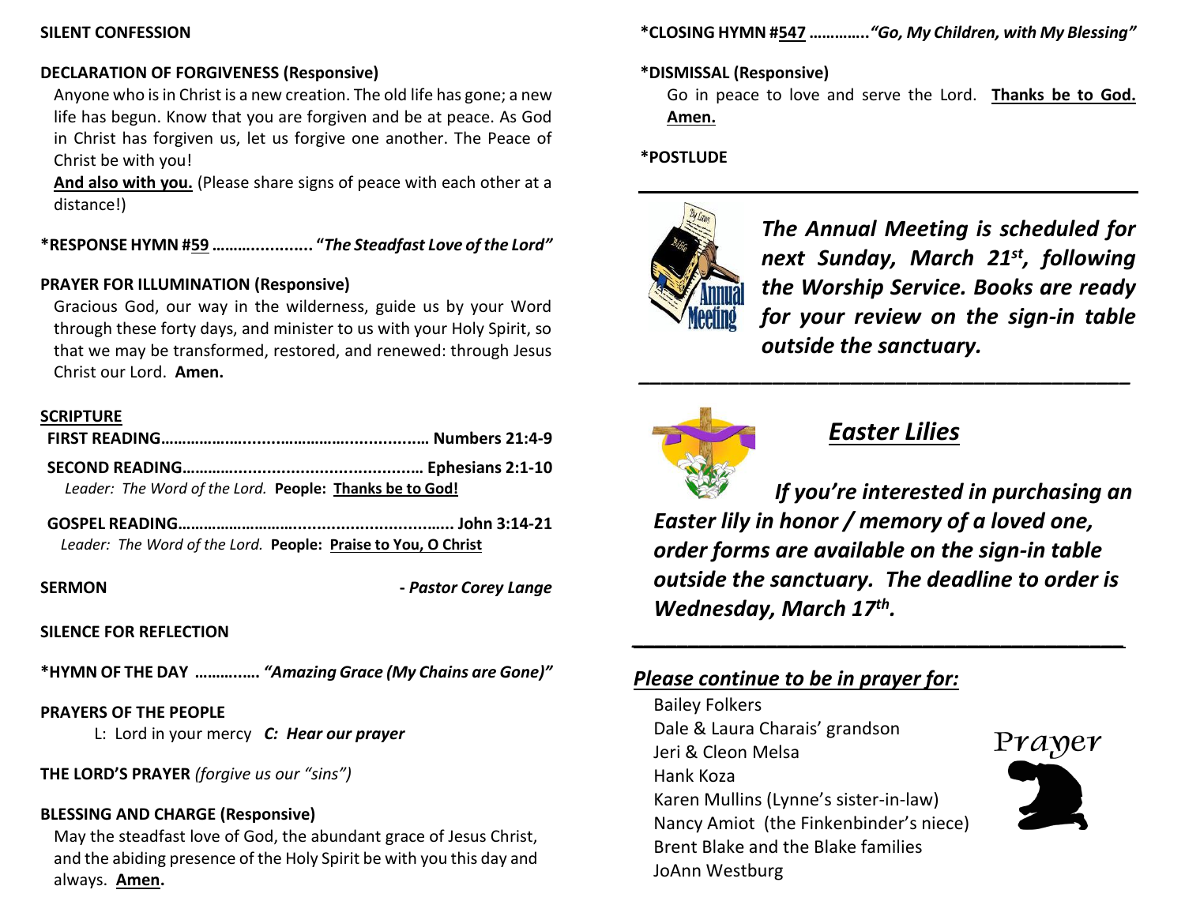**SILENT CONFESSION**

**DECLARATION OF FORGIVENESS (Responsive)**

Anyone who is in Christ is a new creation. The old life has gone; a new life has begun. Know that you are forgiven and be at peace. As God in Christ has forgiven us, let us forgive one another. The Peace of Christ be with you!

**And also with you.** (Please share signs of peace with each other at a distance!)

**\*RESPONSE HYMN #59 …….............. "*The Steadfast Love of the Lord*"**

**PRAYER FOR ILLUMINATION (Responsive)**

Gracious God, our way in the wilderness, guide us by your Word through these forty days, and minister to us with your Holy Spirit, so that we may be transformed, restored, and renewed: through Jesus Christ our Lord. **Amen.**

**SCRIPTURE**

**FIRST READING………………......……………................… Numbers 21:4-9**

**SECOND READING………........................................… Ephesians 2:1-10**

*Leader: The Word of the Lord.* **People: Thanks be to God!**

**GOSPEL READING……………………..............................….. John 3:14-21**

*Leader: The Word of the Lord.* **People: Praise to You, O Christ**

**SERMON** ***- Pastor Corey Lange***

**SILENCE FOR REFLECTION**

**\*HYMN OF THE DAY ………..…. *"Amazing Grace (My Chains are Gone)"***

**PRAYERS OF THE PEOPLE**

L: Lord in your mercy ***C: Hear our prayer***

**THE LORD'S PRAYER** *(forgive us our "sins")*

**BLESSING AND CHARGE (Responsive)**

May the steadfast love of God, the abundant grace of Jesus Christ, and the abiding presence of the Holy Spirit be with you this day and always. **Amen.**

**\*CLOSING HYMN #547 ………….*"Go, My Children, with My Blessing"***

**\*DISMISSAL (Responsive)**

Go in peace to love and serve the Lord. **Thanks be to God. Amen.**

**\*POSTLUDE**

---

***The Annual Meeting is scheduled for next Sunday, March 21st, following the Worship Service. Books are ready for your review on the sign-in table outside the sanctuary.***

---

## ***Easter Lilies***

***If you're interested in purchasing an Easter lily in honor / memory of a loved one, order forms are available on the sign-in table outside the sanctuary. The deadline to order is Wednesday, March 17th.***

---

## ***Please continue to be in prayer for:***

Bailey Folkers
Dale & Laura Charais' grandson
Jeri & Cleon Melsa
Hank Koza
Karen Mullins (Lynne's sister-in-law)
Nancy Amiot (the Finkenbinder's niece)
Brent Blake and the Blake families
JoAnn Westburg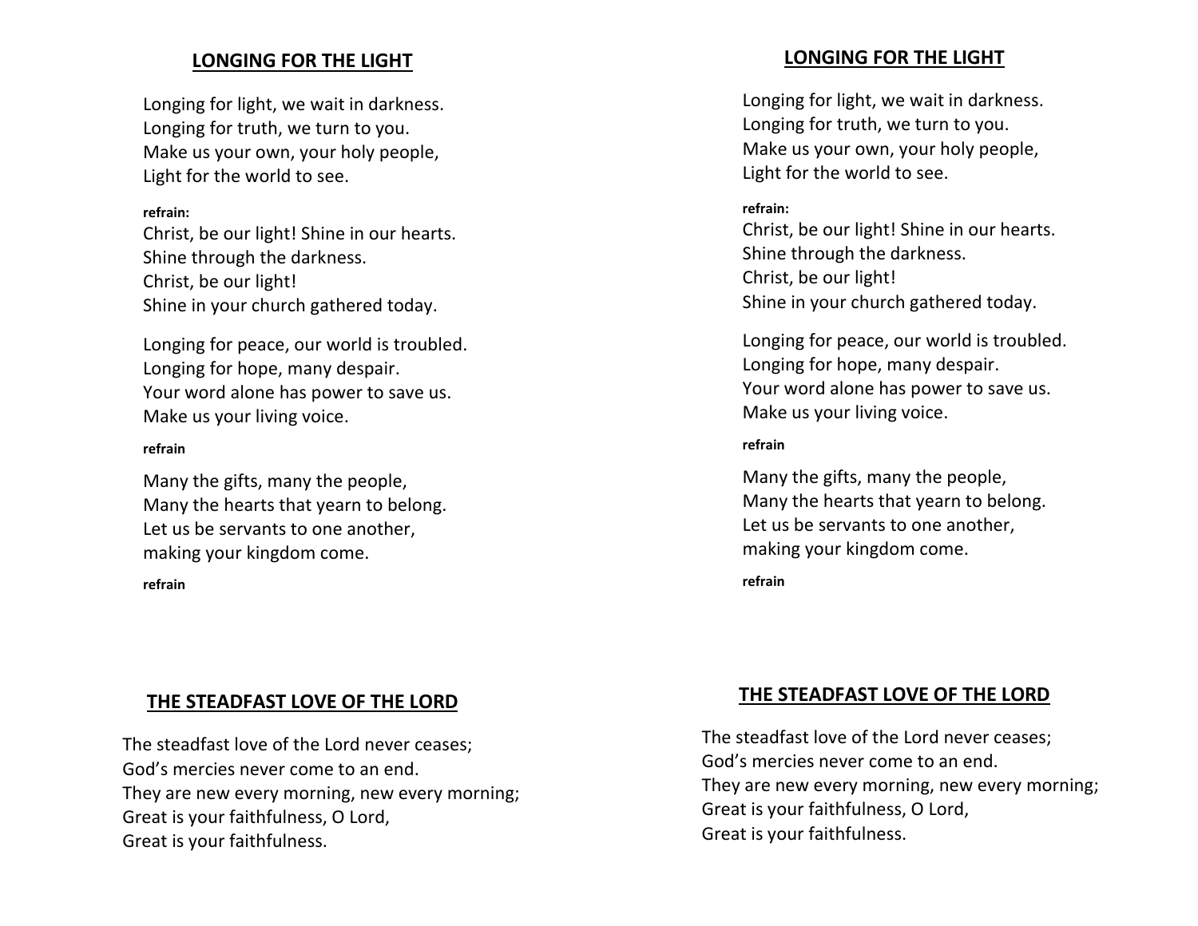## LONGING FOR THE LIGHT

Longing for light, we wait in darkness.
Longing for truth, we turn to you.
Make us your own, your holy people,
Light for the world to see.

**refrain:**
Christ, be our light! Shine in our hearts.
Shine through the darkness.
Christ, be our light!
Shine in your church gathered today.

Longing for peace, our world is troubled.
Longing for hope, many despair.
Your word alone has power to save us.
Make us your living voice.

**refrain**

Many the gifts, many the people,
Many the hearts that yearn to belong.
Let us be servants to one another,
making your kingdom come.

**refrain**

## LONGING FOR THE LIGHT

Longing for light, we wait in darkness.
Longing for truth, we turn to you.
Make us your own, your holy people,
Light for the world to see.

**refrain:**
Christ, be our light! Shine in our hearts.
Shine through the darkness.
Christ, be our light!
Shine in your church gathered today.

Longing for peace, our world is troubled.
Longing for hope, many despair.
Your word alone has power to save us.
Make us your living voice.

**refrain**

Many the gifts, many the people,
Many the hearts that yearn to belong.
Let us be servants to one another,
making your kingdom come.

**refrain**

## THE STEADFAST LOVE OF THE LORD

The steadfast love of the Lord never ceases;
God's mercies never come to an end.
They are new every morning, new every morning;
Great is your faithfulness, O Lord,
Great is your faithfulness.

## THE STEADFAST LOVE OF THE LORD

The steadfast love of the Lord never ceases;
God's mercies never come to an end.
They are new every morning, new every morning;
Great is your faithfulness, O Lord,
Great is your faithfulness.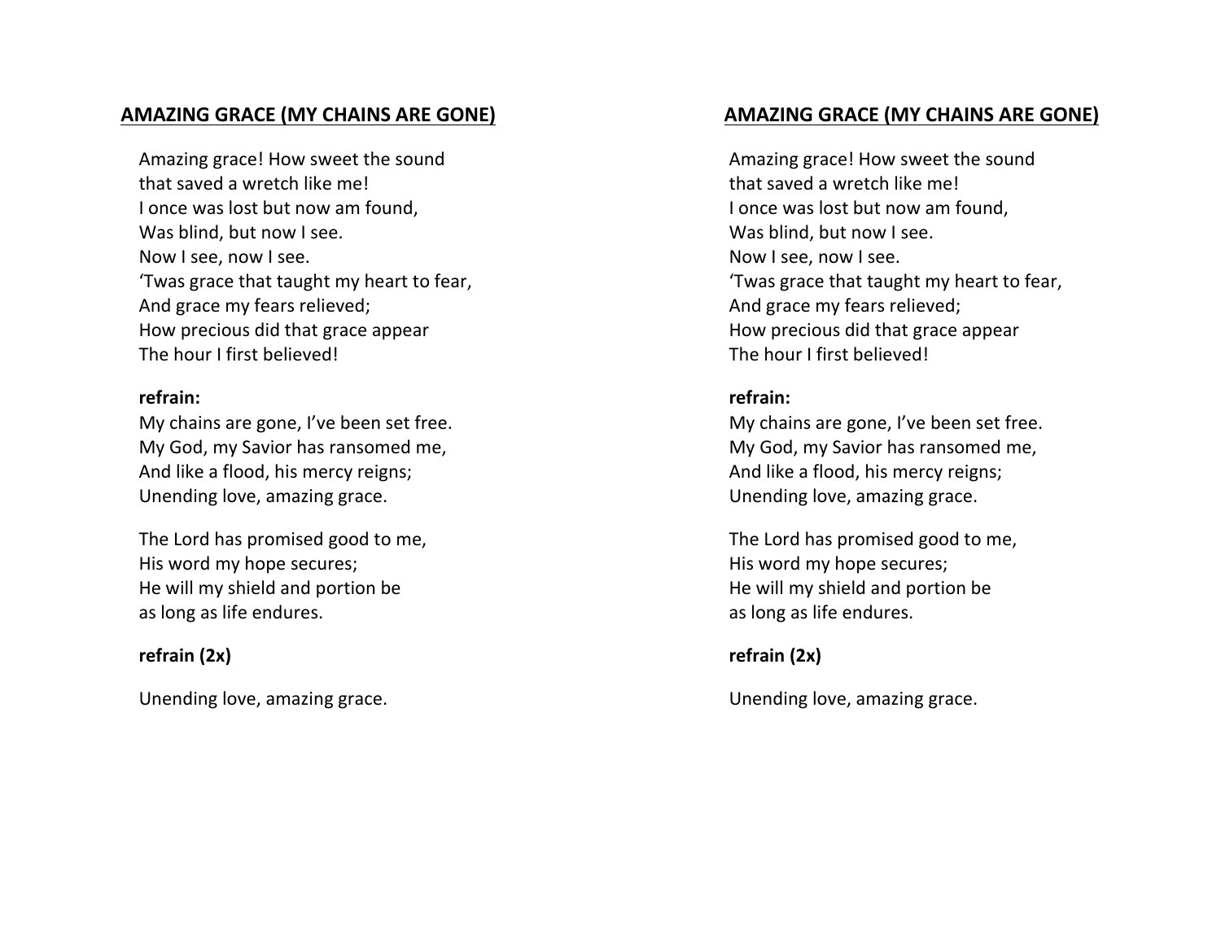## AMAZING GRACE (MY CHAINS ARE GONE)

Amazing grace! How sweet the sound
that saved a wretch like me!
I once was lost but now am found,
Was blind, but now I see.
Now I see, now I see.
'Twas grace that taught my heart to fear,
And grace my fears relieved;
How precious did that grace appear
The hour I first believed!

**refrain:**
My chains are gone, I've been set free.
My God, my Savior has ransomed me,
And like a flood, his mercy reigns;
Unending love, amazing grace.

The Lord has promised good to me,
His word my hope secures;
He will my shield and portion be
as long as life endures.

**refrain (2x)**

Unending love, amazing grace.

## AMAZING GRACE (MY CHAINS ARE GONE)

Amazing grace! How sweet the sound
that saved a wretch like me!
I once was lost but now am found,
Was blind, but now I see.
Now I see, now I see.
'Twas grace that taught my heart to fear,
And grace my fears relieved;
How precious did that grace appear
The hour I first believed!

**refrain:**
My chains are gone, I've been set free.
My God, my Savior has ransomed me,
And like a flood, his mercy reigns;
Unending love, amazing grace.

The Lord has promised good to me,
His word my hope secures;
He will my shield and portion be
as long as life endures.

**refrain (2x)**

Unending love, amazing grace.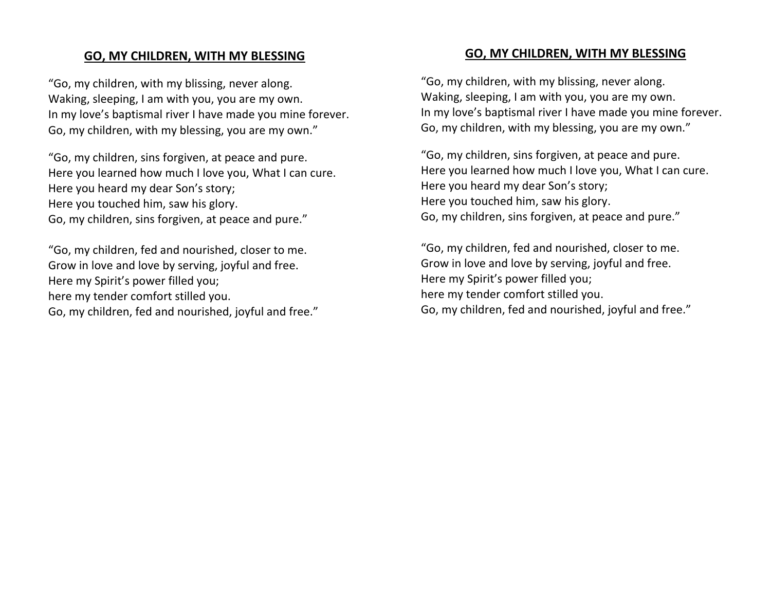## GO, MY CHILDREN, WITH MY BLESSING

"Go, my children, with my blissing, never along.
Waking, sleeping, I am with you, you are my own.
In my love's baptismal river I have made you mine forever.
Go, my children, with my blessing, you are my own."

"Go, my children, sins forgiven, at peace and pure.
Here you learned how much I love you, What I can cure.
Here you heard my dear Son's story;
Here you touched him, saw his glory.
Go, my children, sins forgiven, at peace and pure."

"Go, my children, fed and nourished, closer to me.
Grow in love and love by serving, joyful and free.
Here my Spirit's power filled you;
here my tender comfort stilled you.
Go, my children, fed and nourished, joyful and free."

## GO, MY CHILDREN, WITH MY BLESSING

"Go, my children, with my blissing, never along.
Waking, sleeping, I am with you, you are my own.
In my love's baptismal river I have made you mine forever.
Go, my children, with my blessing, you are my own."

"Go, my children, sins forgiven, at peace and pure.
Here you learned how much I love you, What I can cure.
Here you heard my dear Son's story;
Here you touched him, saw his glory.
Go, my children, sins forgiven, at peace and pure."

"Go, my children, fed and nourished, closer to me.
Grow in love and love by serving, joyful and free.
Here my Spirit's power filled you;
here my tender comfort stilled you.
Go, my children, fed and nourished, joyful and free."